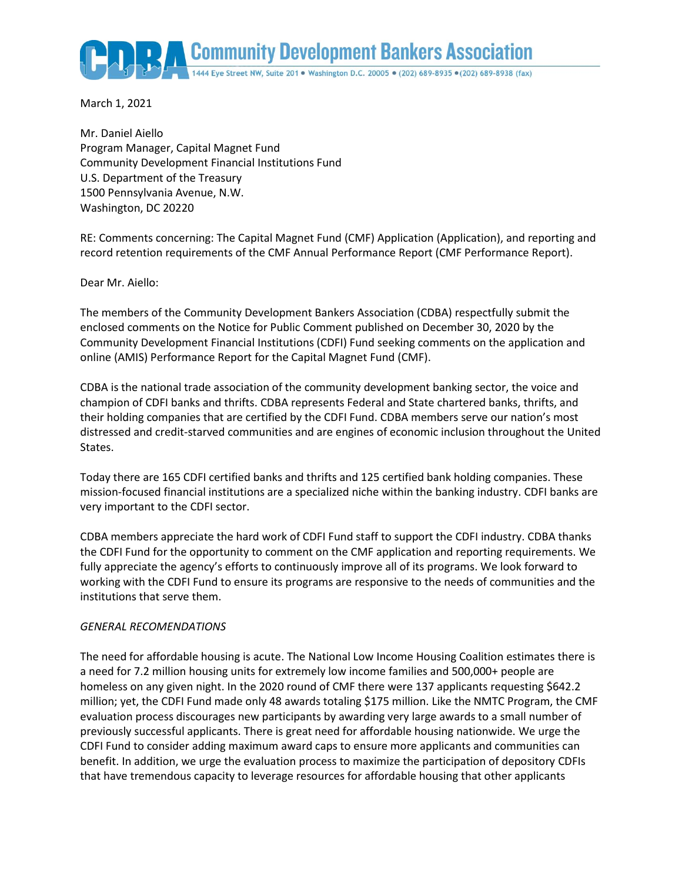# CDBA Community Development Bankers Association

1444 Eye Street NW, Suite 201 • Washington D.C. 20005 • (202) 689-8935 • (202) 689-8938 (fax)

March 1, 2021

Mr. Daniel Aiello
Program Manager, Capital Magnet Fund
Community Development Financial Institutions Fund
U.S. Department of the Treasury
1500 Pennsylvania Avenue, N.W.
Washington, DC 20220

RE: Comments concerning: The Capital Magnet Fund (CMF) Application (Application), and reporting and record retention requirements of the CMF Annual Performance Report (CMF Performance Report).

Dear Mr. Aiello:

The members of the Community Development Bankers Association (CDBA) respectfully submit the enclosed comments on the Notice for Public Comment published on December 30, 2020 by the Community Development Financial Institutions (CDFI) Fund seeking comments on the application and online (AMIS) Performance Report for the Capital Magnet Fund (CMF).

CDBA is the national trade association of the community development banking sector, the voice and champion of CDFI banks and thrifts. CDBA represents Federal and State chartered banks, thrifts, and their holding companies that are certified by the CDFI Fund. CDBA members serve our nation's most distressed and credit-starved communities and are engines of economic inclusion throughout the United States.

Today there are 165 CDFI certified banks and thrifts and 125 certified bank holding companies. These mission-focused financial institutions are a specialized niche within the banking industry. CDFI banks are very important to the CDFI sector.

CDBA members appreciate the hard work of CDFI Fund staff to support the CDFI industry. CDBA thanks the CDFI Fund for the opportunity to comment on the CMF application and reporting requirements. We fully appreciate the agency's efforts to continuously improve all of its programs. We look forward to working with the CDFI Fund to ensure its programs are responsive to the needs of communities and the institutions that serve them.

*GENERAL RECOMENDATIONS*

The need for affordable housing is acute. The National Low Income Housing Coalition estimates there is a need for 7.2 million housing units for extremely low income families and 500,000+ people are homeless on any given night. In the 2020 round of CMF there were 137 applicants requesting $642.2 million; yet, the CDFI Fund made only 48 awards totaling $175 million. Like the NMTC Program, the CMF evaluation process discourages new participants by awarding very large awards to a small number of previously successful applicants. There is great need for affordable housing nationwide. We urge the CDFI Fund to consider adding maximum award caps to ensure more applicants and communities can benefit. In addition, we urge the evaluation process to maximize the participation of depository CDFIs that have tremendous capacity to leverage resources for affordable housing that other applicants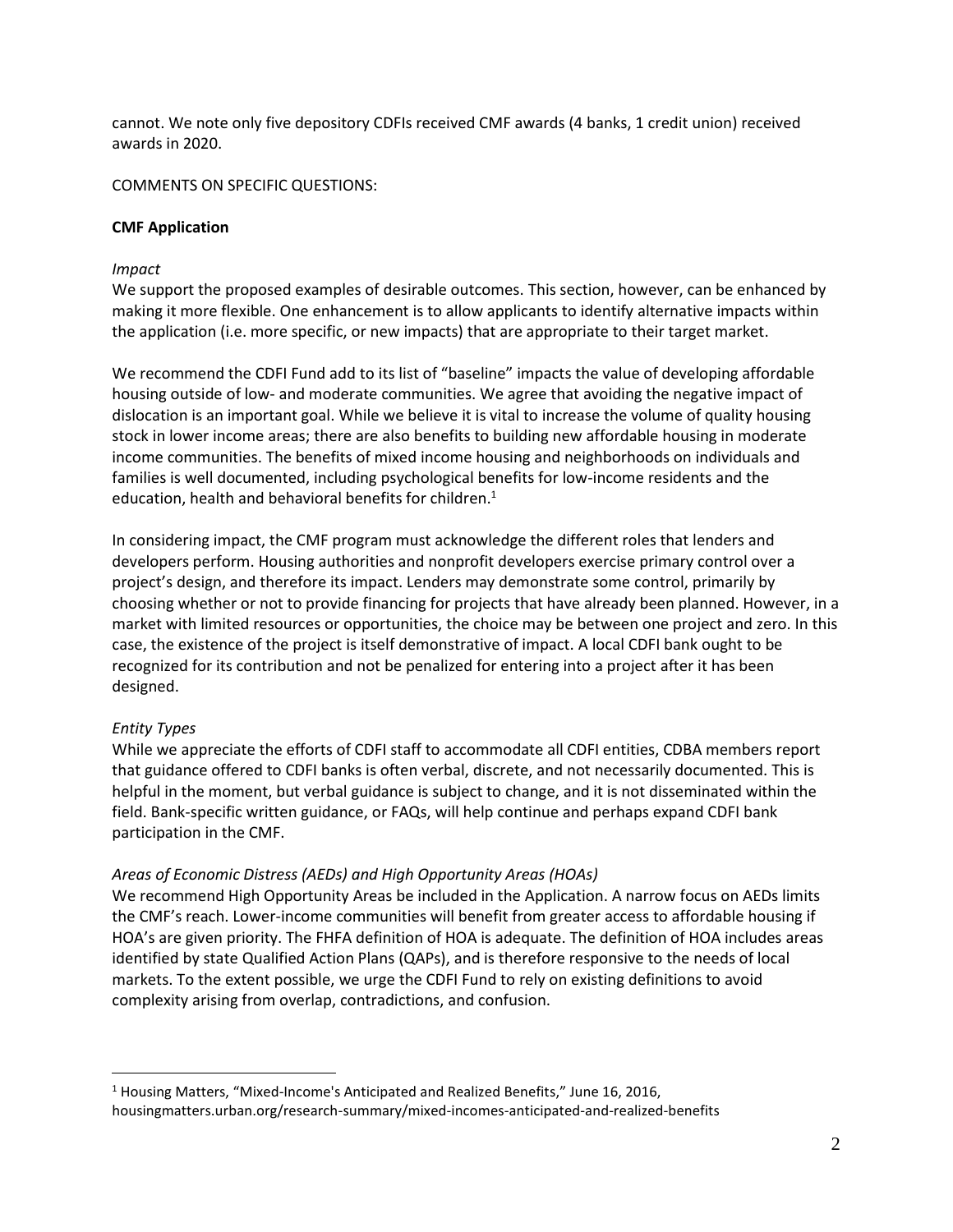cannot. We note only five depository CDFIs received CMF awards (4 banks, 1 credit union) received awards in 2020.

COMMENTS ON SPECIFIC QUESTIONS:

**CMF Application**

*Impact*

We support the proposed examples of desirable outcomes. This section, however, can be enhanced by making it more flexible. One enhancement is to allow applicants to identify alternative impacts within the application (i.e. more specific, or new impacts) that are appropriate to their target market.

We recommend the CDFI Fund add to its list of "baseline" impacts the value of developing affordable housing outside of low- and moderate communities. We agree that avoiding the negative impact of dislocation is an important goal. While we believe it is vital to increase the volume of quality housing stock in lower income areas; there are also benefits to building new affordable housing in moderate income communities. The benefits of mixed income housing and neighborhoods on individuals and families is well documented, including psychological benefits for low-income residents and the education, health and behavioral benefits for children.[1]

In considering impact, the CMF program must acknowledge the different roles that lenders and developers perform. Housing authorities and nonprofit developers exercise primary control over a project's design, and therefore its impact. Lenders may demonstrate some control, primarily by choosing whether or not to provide financing for projects that have already been planned. However, in a market with limited resources or opportunities, the choice may be between one project and zero. In this case, the existence of the project is itself demonstrative of impact. A local CDFI bank ought to be recognized for its contribution and not be penalized for entering into a project after it has been designed.

*Entity Types*

While we appreciate the efforts of CDFI staff to accommodate all CDFI entities, CDBA members report that guidance offered to CDFI banks is often verbal, discrete, and not necessarily documented. This is helpful in the moment, but verbal guidance is subject to change, and it is not disseminated within the field. Bank-specific written guidance, or FAQs, will help continue and perhaps expand CDFI bank participation in the CMF.

*Areas of Economic Distress (AEDs) and High Opportunity Areas (HOAs)*

We recommend High Opportunity Areas be included in the Application. A narrow focus on AEDs limits the CMF's reach. Lower-income communities will benefit from greater access to affordable housing if HOA's are given priority. The FHFA definition of HOA is adequate. The definition of HOA includes areas identified by state Qualified Action Plans (QAPs), and is therefore responsive to the needs of local markets. To the extent possible, we urge the CDFI Fund to rely on existing definitions to avoid complexity arising from overlap, contradictions, and confusion.

---

[1] Housing Matters, "Mixed-Income's Anticipated and Realized Benefits," June 16, 2016, housingmatters.urban.org/research-summary/mixed-incomes-anticipated-and-realized-benefits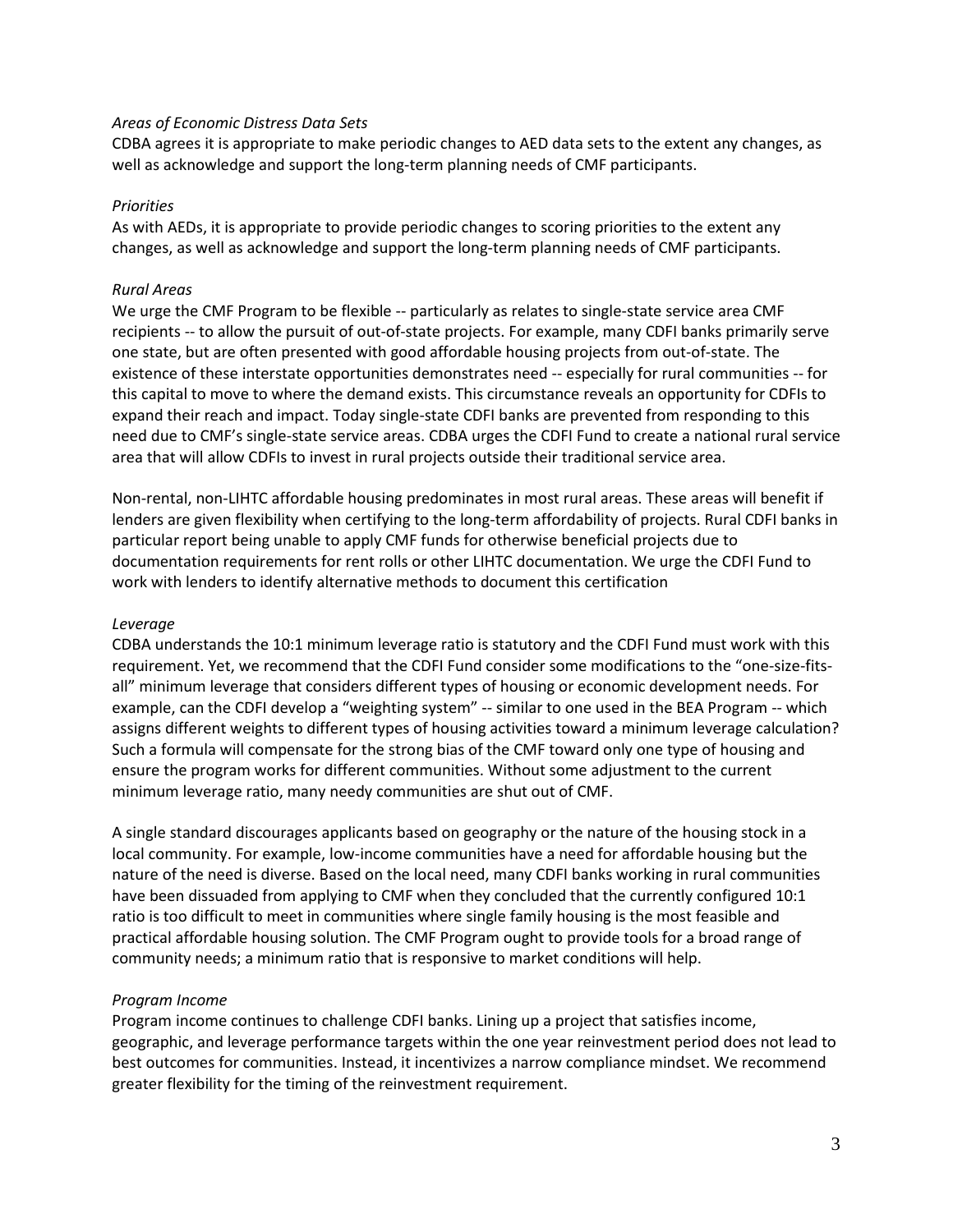*Areas of Economic Distress Data Sets*

CDBA agrees it is appropriate to make periodic changes to AED data sets to the extent any changes, as well as acknowledge and support the long-term planning needs of CMF participants.

*Priorities*

As with AEDs, it is appropriate to provide periodic changes to scoring priorities to the extent any changes, as well as acknowledge and support the long-term planning needs of CMF participants.

*Rural Areas*

We urge the CMF Program to be flexible -- particularly as relates to single-state service area CMF recipients -- to allow the pursuit of out-of-state projects. For example, many CDFI banks primarily serve one state, but are often presented with good affordable housing projects from out-of-state. The existence of these interstate opportunities demonstrates need -- especially for rural communities -- for this capital to move to where the demand exists. This circumstance reveals an opportunity for CDFIs to expand their reach and impact. Today single-state CDFI banks are prevented from responding to this need due to CMF's single-state service areas. CDBA urges the CDFI Fund to create a national rural service area that will allow CDFIs to invest in rural projects outside their traditional service area.

Non-rental, non-LIHTC affordable housing predominates in most rural areas. These areas will benefit if lenders are given flexibility when certifying to the long-term affordability of projects. Rural CDFI banks in particular report being unable to apply CMF funds for otherwise beneficial projects due to documentation requirements for rent rolls or other LIHTC documentation. We urge the CDFI Fund to work with lenders to identify alternative methods to document this certification

*Leverage*

CDBA understands the 10:1 minimum leverage ratio is statutory and the CDFI Fund must work with this requirement. Yet, we recommend that the CDFI Fund consider some modifications to the "one-size-fits-all" minimum leverage that considers different types of housing or economic development needs. For example, can the CDFI develop a "weighting system" -- similar to one used in the BEA Program -- which assigns different weights to different types of housing activities toward a minimum leverage calculation? Such a formula will compensate for the strong bias of the CMF toward only one type of housing and ensure the program works for different communities. Without some adjustment to the current minimum leverage ratio, many needy communities are shut out of CMF.

A single standard discourages applicants based on geography or the nature of the housing stock in a local community. For example, low-income communities have a need for affordable housing but the nature of the need is diverse. Based on the local need, many CDFI banks working in rural communities have been dissuaded from applying to CMF when they concluded that the currently configured 10:1 ratio is too difficult to meet in communities where single family housing is the most feasible and practical affordable housing solution. The CMF Program ought to provide tools for a broad range of community needs; a minimum ratio that is responsive to market conditions will help.

*Program Income*

Program income continues to challenge CDFI banks. Lining up a project that satisfies income, geographic, and leverage performance targets within the one year reinvestment period does not lead to best outcomes for communities. Instead, it incentivizes a narrow compliance mindset. We recommend greater flexibility for the timing of the reinvestment requirement.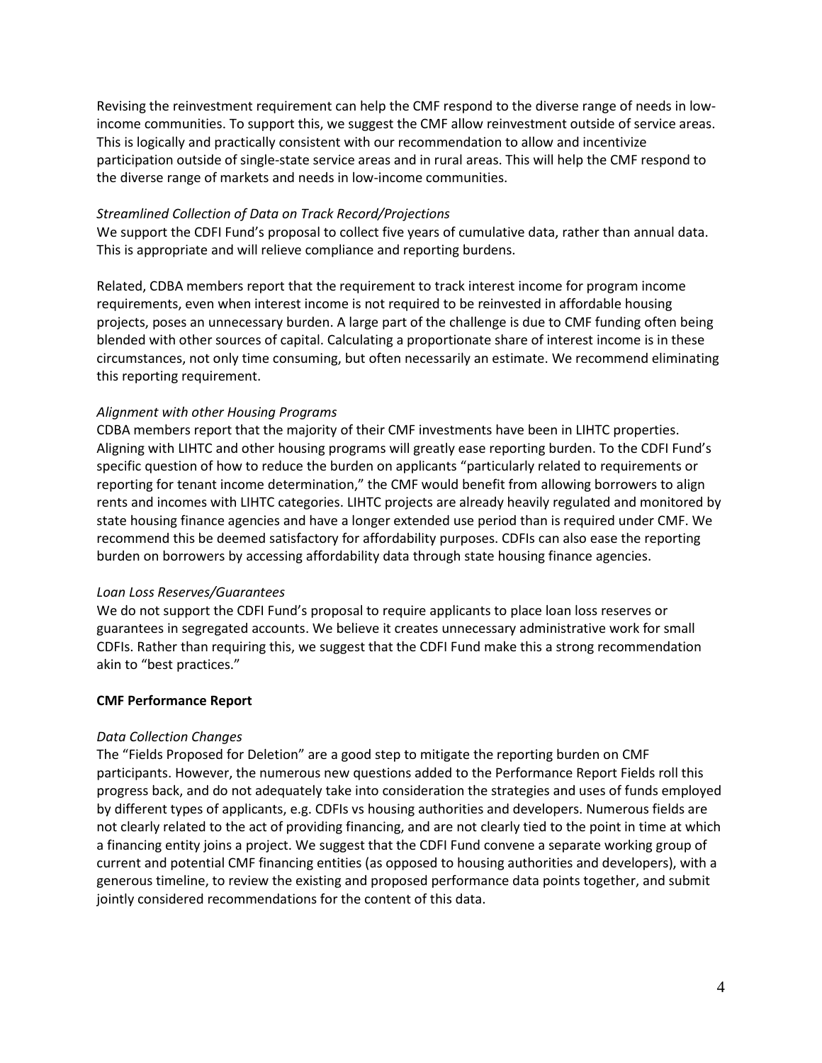Revising the reinvestment requirement can help the CMF respond to the diverse range of needs in low-income communities. To support this, we suggest the CMF allow reinvestment outside of service areas. This is logically and practically consistent with our recommendation to allow and incentivize participation outside of single-state service areas and in rural areas. This will help the CMF respond to the diverse range of markets and needs in low-income communities.

*Streamlined Collection of Data on Track Record/Projections*

We support the CDFI Fund's proposal to collect five years of cumulative data, rather than annual data. This is appropriate and will relieve compliance and reporting burdens.

Related, CDBA members report that the requirement to track interest income for program income requirements, even when interest income is not required to be reinvested in affordable housing projects, poses an unnecessary burden. A large part of the challenge is due to CMF funding often being blended with other sources of capital. Calculating a proportionate share of interest income is in these circumstances, not only time consuming, but often necessarily an estimate. We recommend eliminating this reporting requirement.

*Alignment with other Housing Programs*

CDBA members report that the majority of their CMF investments have been in LIHTC properties. Aligning with LIHTC and other housing programs will greatly ease reporting burden. To the CDFI Fund's specific question of how to reduce the burden on applicants "particularly related to requirements or reporting for tenant income determination," the CMF would benefit from allowing borrowers to align rents and incomes with LIHTC categories. LIHTC projects are already heavily regulated and monitored by state housing finance agencies and have a longer extended use period than is required under CMF. We recommend this be deemed satisfactory for affordability purposes. CDFIs can also ease the reporting burden on borrowers by accessing affordability data through state housing finance agencies.

*Loan Loss Reserves/Guarantees*

We do not support the CDFI Fund's proposal to require applicants to place loan loss reserves or guarantees in segregated accounts. We believe it creates unnecessary administrative work for small CDFIs. Rather than requiring this, we suggest that the CDFI Fund make this a strong recommendation akin to "best practices."

**CMF Performance Report**

*Data Collection Changes*

The "Fields Proposed for Deletion" are a good step to mitigate the reporting burden on CMF participants. However, the numerous new questions added to the Performance Report Fields roll this progress back, and do not adequately take into consideration the strategies and uses of funds employed by different types of applicants, e.g. CDFIs vs housing authorities and developers. Numerous fields are not clearly related to the act of providing financing, and are not clearly tied to the point in time at which a financing entity joins a project. We suggest that the CDFI Fund convene a separate working group of current and potential CMF financing entities (as opposed to housing authorities and developers), with a generous timeline, to review the existing and proposed performance data points together, and submit jointly considered recommendations for the content of this data.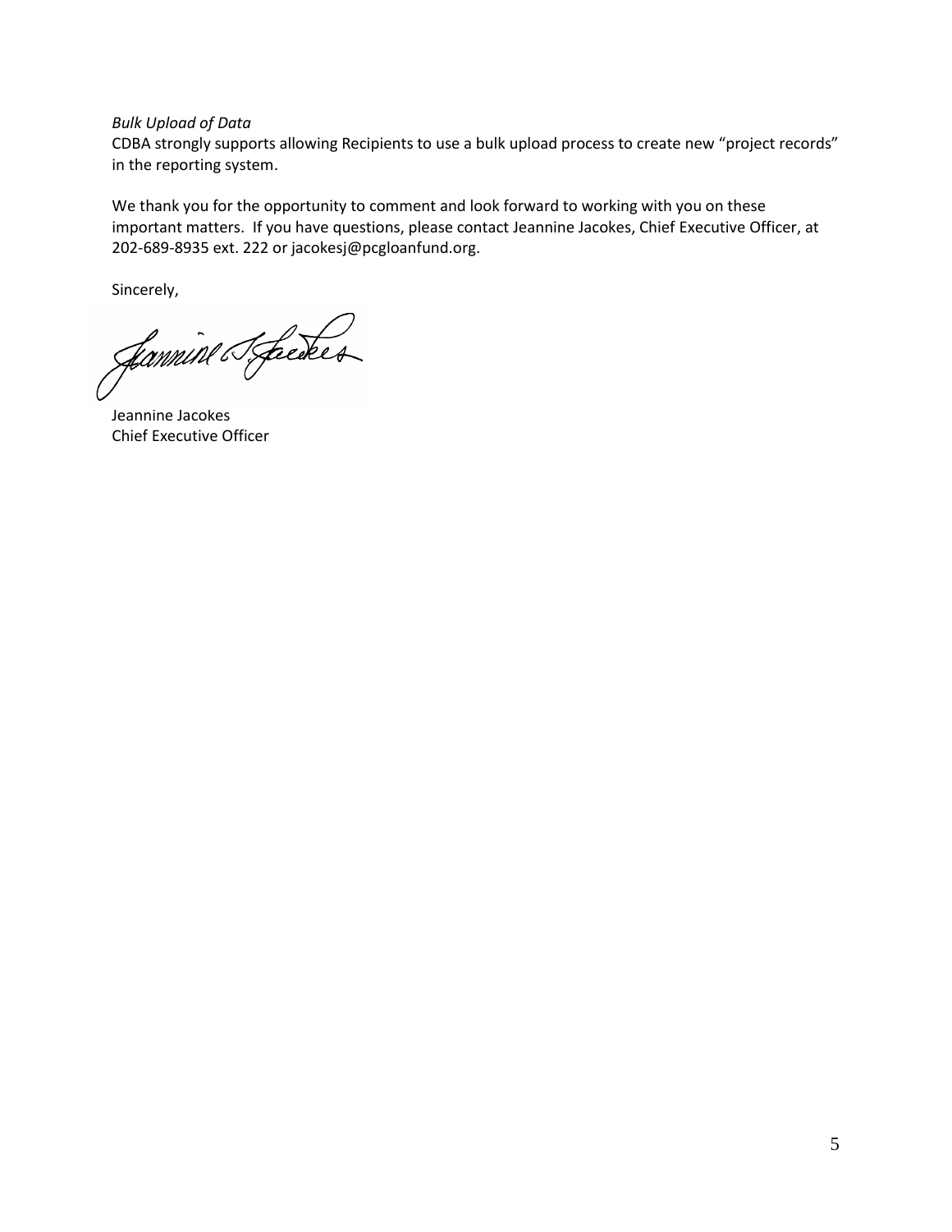*Bulk Upload of Data*

CDBA strongly supports allowing Recipients to use a bulk upload process to create new "project records" in the reporting system.

We thank you for the opportunity to comment and look forward to working with you on these important matters. If you have questions, please contact Jeannine Jacokes, Chief Executive Officer, at 202-689-8935 ext. 222 or jacokesj@pcgloanfund.org.

Sincerely,

Jeannine Jacokes
Chief Executive Officer